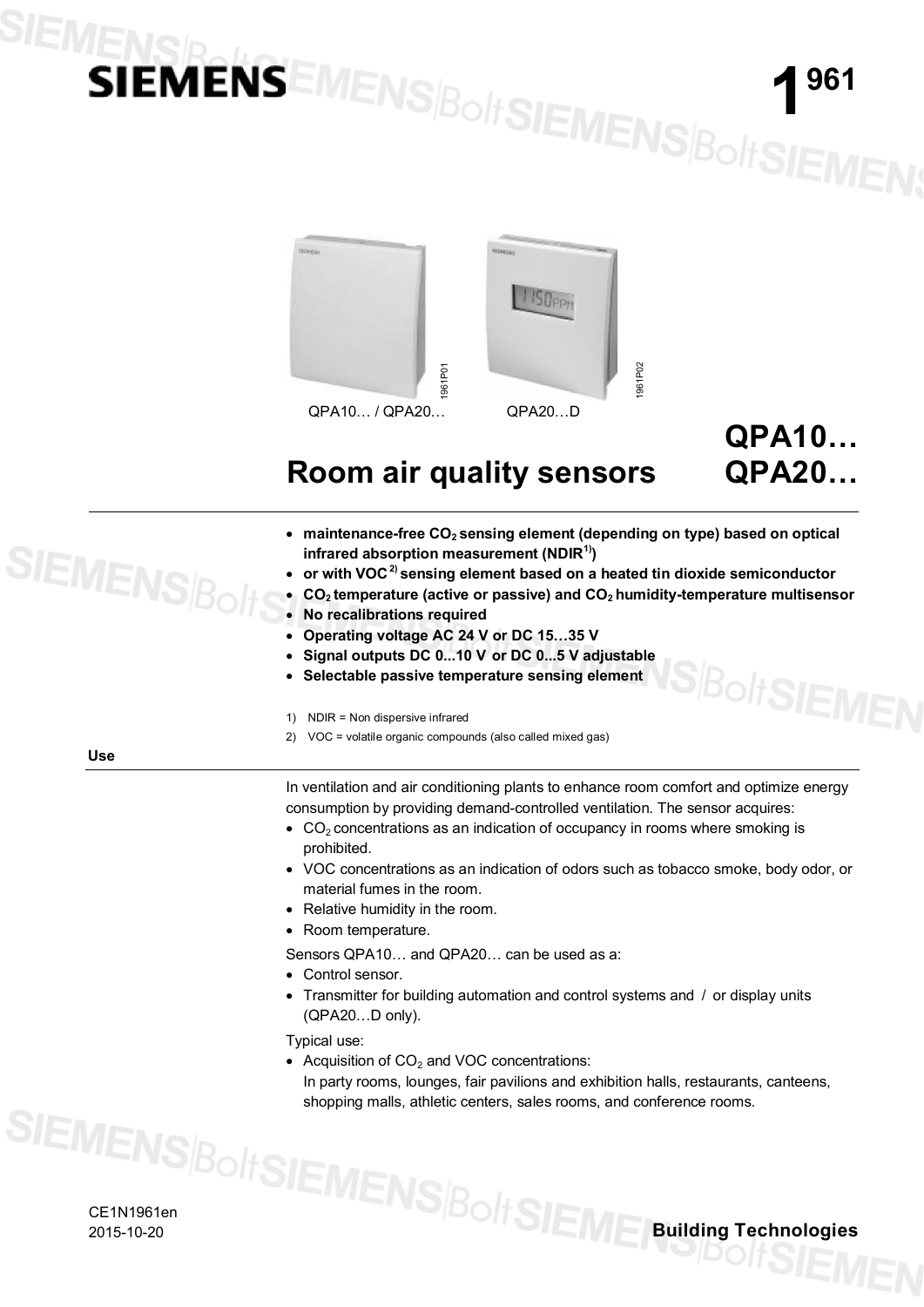# SIEMENS

**1961**

QPA10… / QPA20… QPA20…D

# Room air quality sensors

## QPA10… QPA20…

- **maintenance-free $CO_2$ sensing element (depending on type) based on optical infrared absorption measurement (NDIR[1])**
- **or with VOC[2] sensing element based on a heated tin dioxide semiconductor**
- **$CO_2$ temperature (active or passive) and $CO_2$ humidity-temperature multisensor**
- **No recalibrations required**
- **Operating voltage AC 24 V or DC 15…35 V**
- **Signal outputs DC 0...10 V or DC 0...5 V adjustable**
- **Selectable passive temperature sensing element**

1) NDIR = Non dispersive infrared

2) VOC = volatile organic compounds (also called mixed gas)

### Use

In ventilation and air conditioning plants to enhance room comfort and optimize energy consumption by providing demand-controlled ventilation. The sensor acquires:

- $CO_2$ concentrations as an indication of occupancy in rooms where smoking is prohibited.
- VOC concentrations as an indication of odors such as tobacco smoke, body odor, or material fumes in the room.
- Relative humidity in the room.
- Room temperature.

Sensors QPA10… and QPA20… can be used as a:

- Control sensor.
- Transmitter for building automation and control systems and / or display units (QPA20…D only).

Typical use:

- Acquisition of $CO_2$ and VOC concentrations:
  In party rooms, lounges, fair pavilions and exhibition halls, restaurants, canteens, shopping malls, athletic centers, sales rooms, and conference rooms.

CE1N1961en
2015-10-20

Building Technologies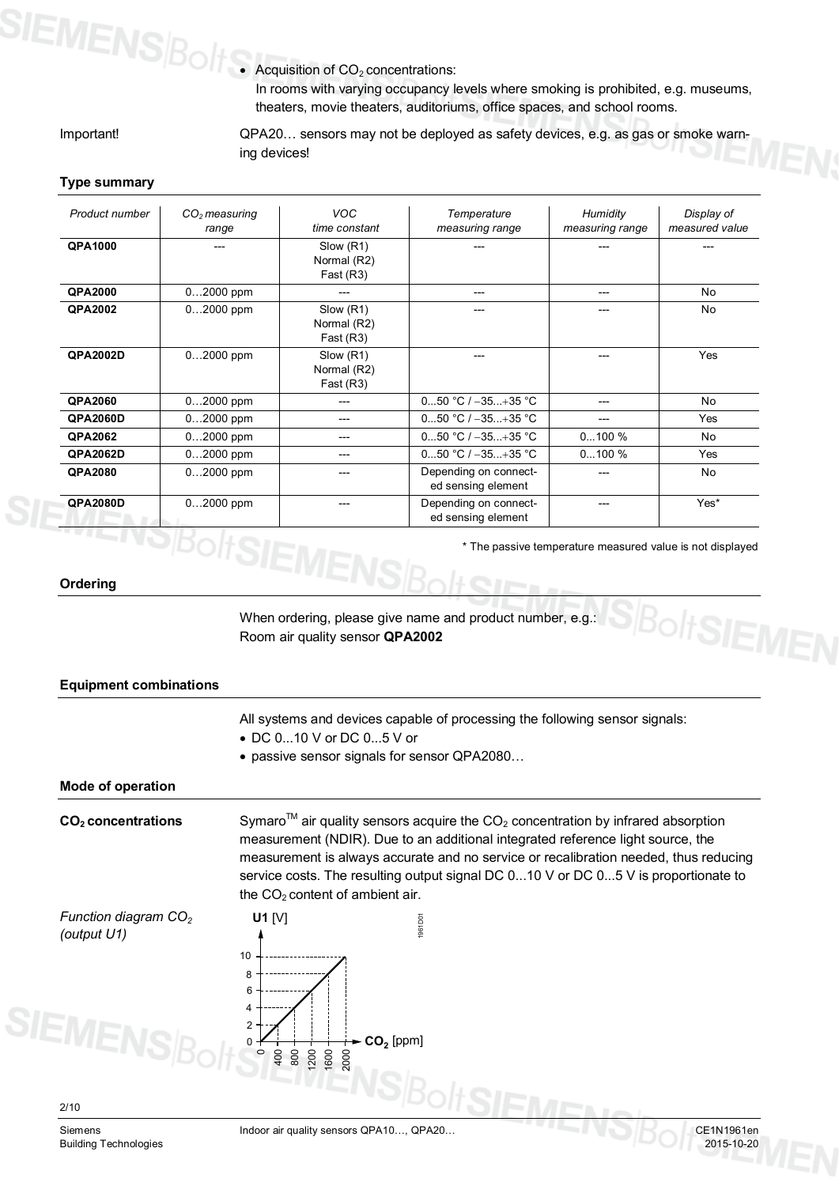- Acquisition of $CO_2$ concentrations:
  In rooms with varying occupancy levels where smoking is prohibited, e.g. museums, theaters, movie theaters, auditoriums, office spaces, and school rooms.

Important! QPA20… sensors may not be deployed as safety devices, e.g. as gas or smoke warning devices!

## Type summary

| *Product number* | *$CO_2$ measuring range* | *VOC time constant* | *Temperature measuring range* | *Humidity measuring range* | *Display of measured value* |
|---|---|---|---|---|---|
| **QPA1000** | --- | Slow (R1) Normal (R2) Fast (R3) | --- | --- | --- |
| **QPA2000** | 0…2000 ppm | --- | --- | --- | No |
| **QPA2002** | 0…2000 ppm | Slow (R1) Normal (R2) Fast (R3) | --- | --- | No |
| **QPA2002D** | 0…2000 ppm | Slow (R1) Normal (R2) Fast (R3) | --- | --- | Yes |
| **QPA2060** | 0…2000 ppm | --- | 0...50 °C / −35...+35 °C | --- | No |
| **QPA2060D** | 0…2000 ppm | --- | 0...50 °C / −35...+35 °C | --- | Yes |
| **QPA2062** | 0…2000 ppm | --- | 0...50 °C / −35...+35 °C | 0...100 % | No |
| **QPA2062D** | 0…2000 ppm | --- | 0...50 °C / −35...+35 °C | 0...100 % | Yes |
| **QPA2080** | 0…2000 ppm | --- | Depending on connected sensing element | --- | No |
| **QPA2080D** | 0…2000 ppm | --- | Depending on connected sensing element | --- | Yes* |

\* The passive temperature measured value is not displayed

## Ordering

When ordering, please give name and product number, e.g.:
Room air quality sensor **QPA2002**

## Equipment combinations

All systems and devices capable of processing the following sensor signals:
- DC 0...10 V or DC 0...5 V or
- passive sensor signals for sensor QPA2080…

## Mode of operation

**$CO_2$ concentrations**

Symaro™ air quality sensors acquire the $CO_2$ concentration by infrared absorption measurement (NDIR). Due to an additional integrated reference light source, the measurement is always accurate and no service or recalibration needed, thus reducing service costs. The resulting output signal DC 0...10 V or DC 0...5 V is proportionate to the $CO_2$ content of ambient air.

*Function diagram $CO_2$ (output U1)*

**U1** [V]: 0, 2, 4, 6, 8, 10 — **$CO_2$** [ppm]: 0, 400, 800, 1200, 1600, 2000

1961D01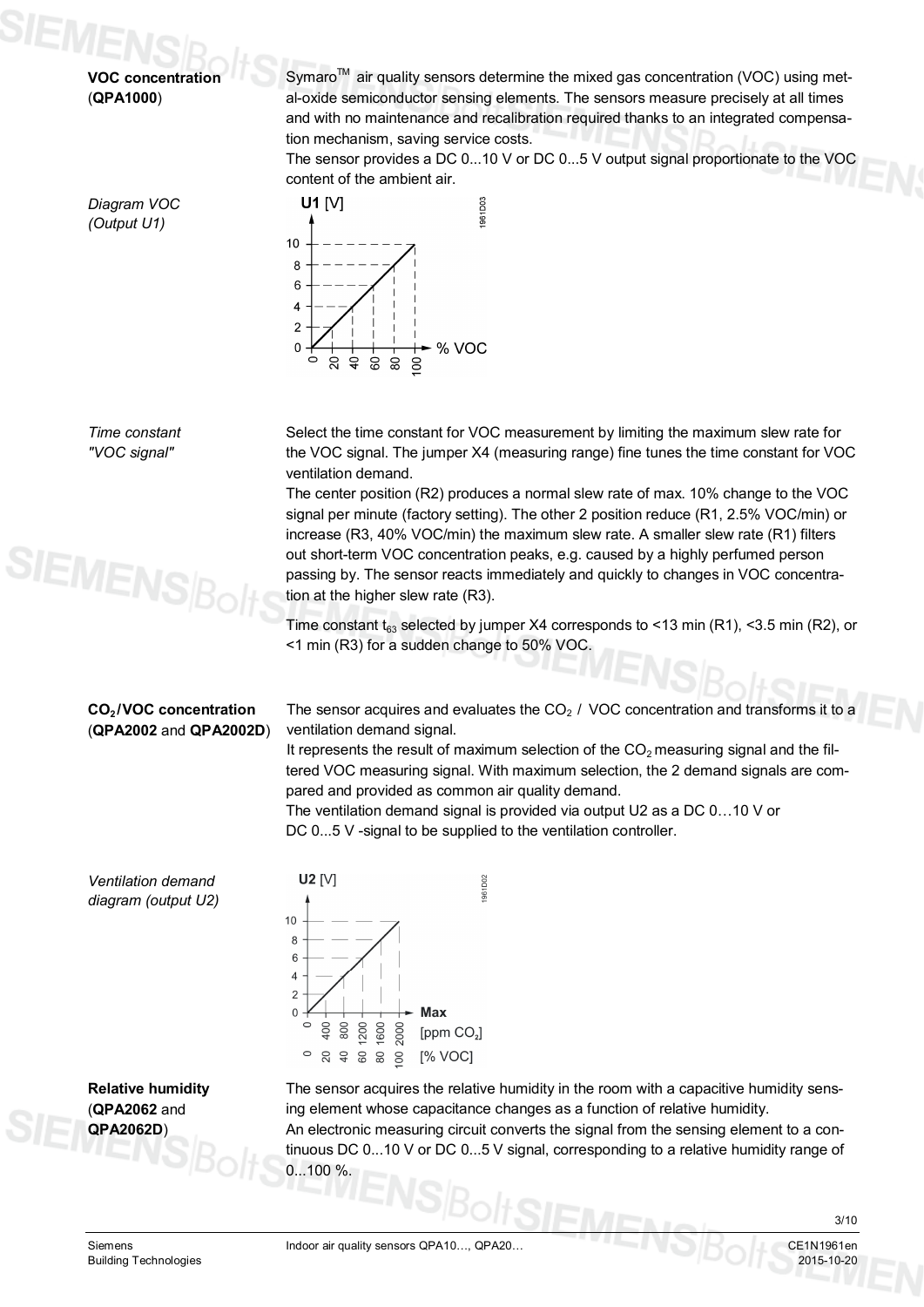**VOC concentration** (**QPA1000**)

Symaro™ air quality sensors determine the mixed gas concentration (VOC) using metal-oxide semiconductor sensing elements. The sensors measure precisely at all times and with no maintenance and recalibration required thanks to an integrated compensation mechanism, saving service costs.
The sensor provides a DC 0...10 V or DC 0...5 V output signal proportionate to the VOC content of the ambient air.

*Diagram VOC (Output U1)*

*Time constant "VOC signal"*

Select the time constant for VOC measurement by limiting the maximum slew rate for the VOC signal. The jumper X4 (measuring range) fine tunes the time constant for VOC ventilation demand.
The center position (R2) produces a normal slew rate of max. 10% change to the VOC signal per minute (factory setting). The other 2 position reduce (R1, 2.5% VOC/min) or increase (R3, 40% VOC/min) the maximum slew rate. A smaller slew rate (R1) filters out short-term VOC concentration peaks, e.g. caused by a highly perfumed person passing by. The sensor reacts immediately and quickly to changes in VOC concentration at the higher slew rate (R3).

Time constant $t_{63}$ selected by jumper X4 corresponds to <13 min (R1), <3.5 min (R2), or <1 min (R3) for a sudden change to 50% VOC.

**$CO_2$/VOC concentration** (**QPA2002** and **QPA2002D**)

The sensor acquires and evaluates the $CO_2$ / VOC concentration and transforms it to a ventilation demand signal.
It represents the result of maximum selection of the $CO_2$ measuring signal and the filtered VOC measuring signal. With maximum selection, the 2 demand signals are compared and provided as common air quality demand.
The ventilation demand signal is provided via output U2 as a DC 0…10 V or DC 0...5 V -signal to be supplied to the ventilation controller.

*Ventilation demand diagram (output U2)*

**Relative humidity** (**QPA2062** and **QPA2062D**)

The sensor acquires the relative humidity in the room with a capacitive humidity sensing element whose capacitance changes as a function of relative humidity.
An electronic measuring circuit converts the signal from the sensing element to a continuous DC 0...10 V or DC 0...5 V signal, corresponding to a relative humidity range of 0...100 %.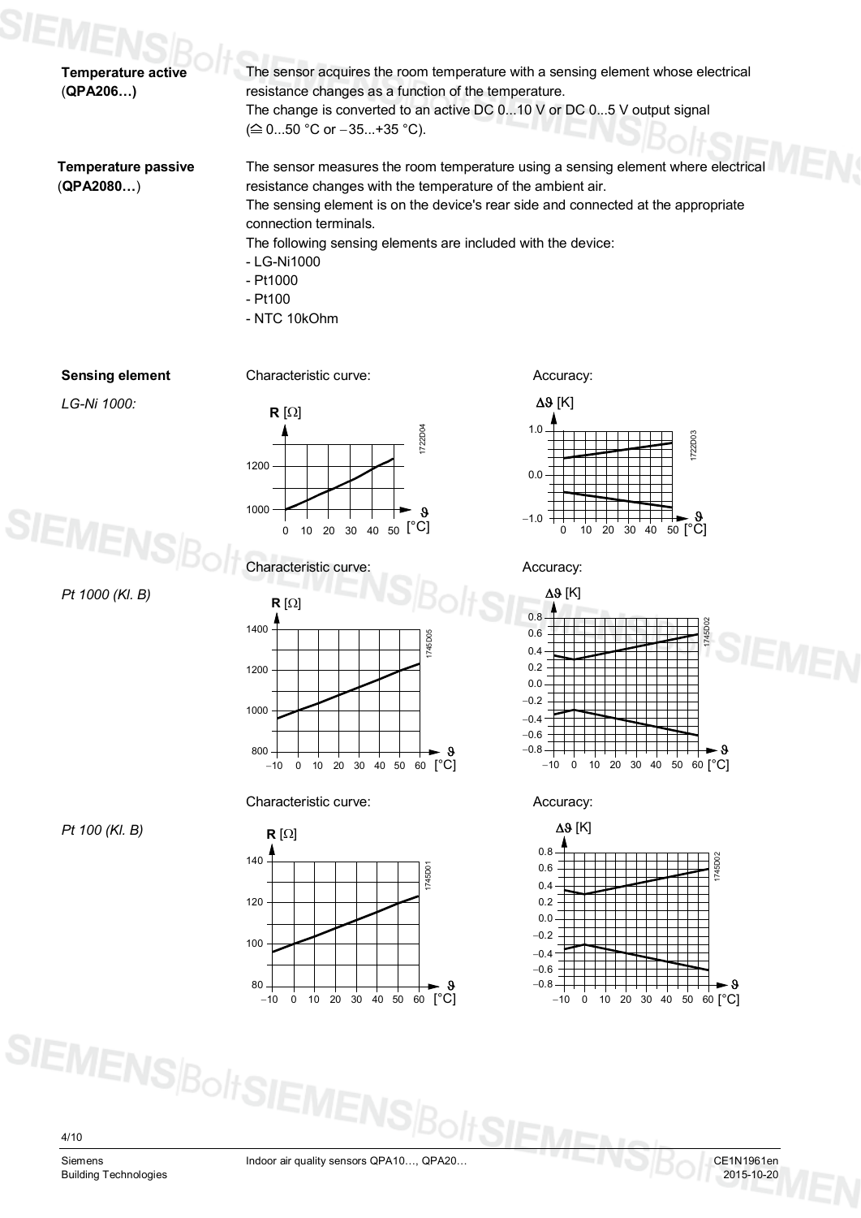**Temperature active (QPA206…)**

The sensor acquires the room temperature with a sensing element whose electrical resistance changes as a function of the temperature.
The change is converted to an active DC 0...10 V or DC 0...5 V output signal (≙ 0...50 °C or −35...+35 °C).

**Temperature passive (QPA2080…)**

The sensor measures the room temperature using a sensing element where electrical resistance changes with the temperature of the ambient air.
The sensing element is on the device's rear side and connected at the appropriate connection terminals.
The following sensing elements are included with the device:
- LG-Ni1000
- Pt1000
- Pt100
- NTC 10kOhm

**Sensing element**

*LG-Ni 1000:*

Characteristic curve:

Accuracy:

*Pt 1000 (Kl. B)*

Characteristic curve:

Accuracy:

*Pt 100 (Kl. B)*

Characteristic curve:

Accuracy: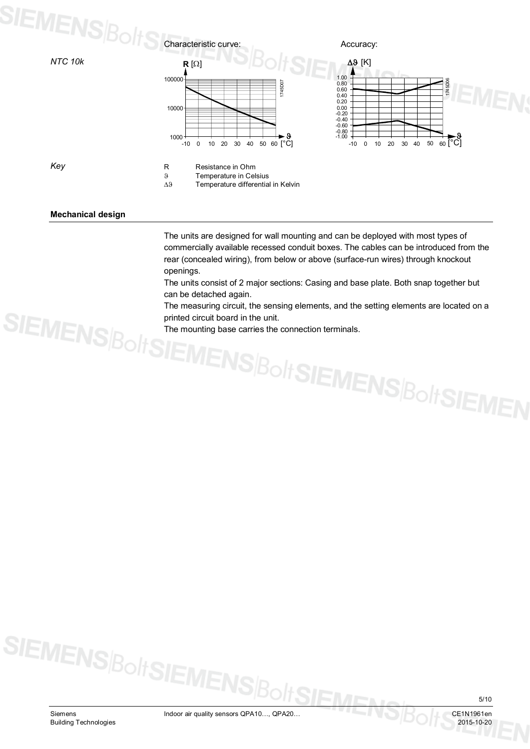*NTC 10k*

Characteristic curve:

Accuracy:

*Key*

R Resistance in Ohm

ϑ Temperature in Celsius

Δϑ Temperature differential in Kelvin

**Mechanical design**

The units are designed for wall mounting and can be deployed with most types of commercially available recessed conduit boxes. The cables can be introduced from the rear (concealed wiring), from below or above (surface-run wires) through knockout openings.

The units consist of 2 major sections: Casing and base plate. Both snap together but can be detached again.

The measuring circuit, the sensing elements, and the setting elements are located on a printed circuit board in the unit.

The mounting base carries the connection terminals.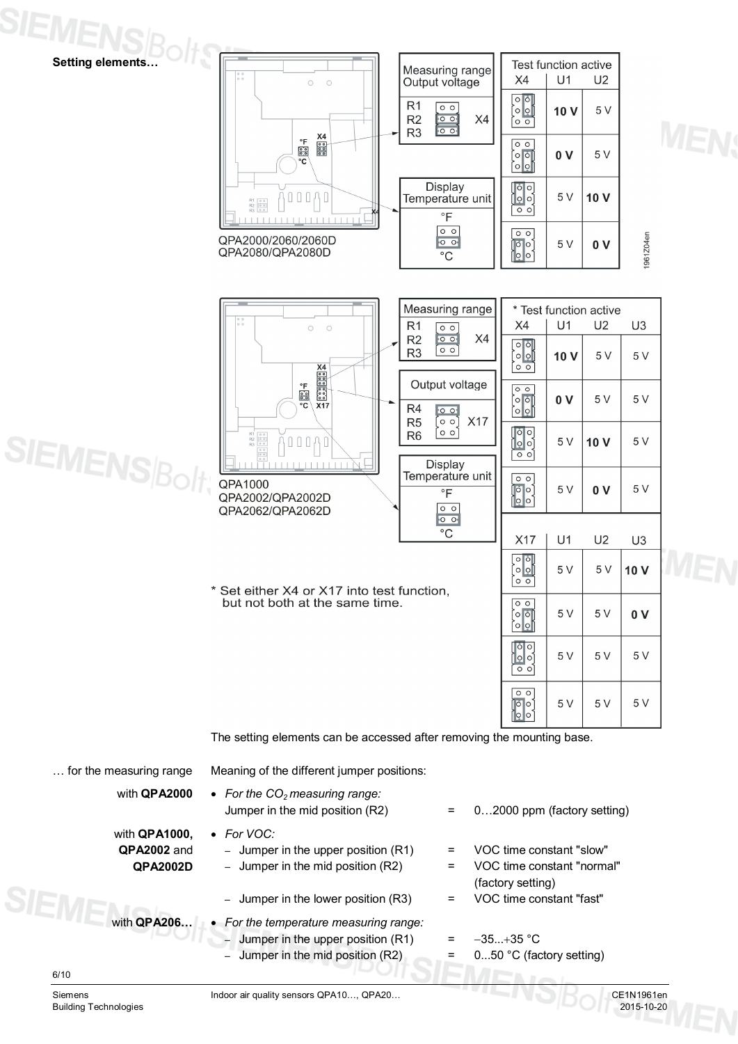**Setting elements…**

QPA2000/2060/2060D
QPA2080/QPA2080D

Measuring range
Output voltage

R1
R2 X4
R3

Display
Temperature unit

°F

°C

| Test function active | | |
|---|---|---|
| X4 | U1 | U2 |
| | **10 V** | 5 V |
| | **0 V** | 5 V |
| | 5 V | **10 V** |
| | 5 V | **0 V** |

1961Z04en

QPA1000
QPA2002/QPA2002D
QPA2062/QPA2062D

Measuring range

R1
R2 X4
R3

Output voltage

R4
R5 X17
R6

Display
Temperature unit

°F

°C

| * Test function active | | | |
|---|---|---|---|
| X4 | U1 | U2 | U3 |
| | **10 V** | 5 V | 5 V |
| | **0 V** | 5 V | 5 V |
| | 5 V | **10 V** | 5 V |
| | 5 V | **0 V** | 5 V |
| X17 | U1 | U2 | U3 |
| | 5 V | 5 V | **10 V** |
| | 5 V | 5 V | **0 V** |
| | 5 V | 5 V | 5 V |
| | 5 V | 5 V | 5 V |

\* Set either X4 or X17 into test function, but not both at the same time.

The setting elements can be accessed after removing the mounting base.

**… for the measuring range**

Meaning of the different jumper positions:

with **QPA2000**
- *For the $CO_2$ measuring range:*
  Jumper in the mid position (R2) = 0…2000 ppm (factory setting)

with **QPA1000, QPA2002** and **QPA2002D**
- *For VOC:*
  - Jumper in the upper position (R1) = VOC time constant "slow"
  - Jumper in the mid position (R2) = VOC time constant "normal" (factory setting)
  - Jumper in the lower position (R3) = VOC time constant "fast"

with **QPA206…**
- *For the temperature measuring range:*
  - Jumper in the upper position (R1) = −35...+35 °C
  - Jumper in the mid position (R2) = 0...50 °C (factory setting)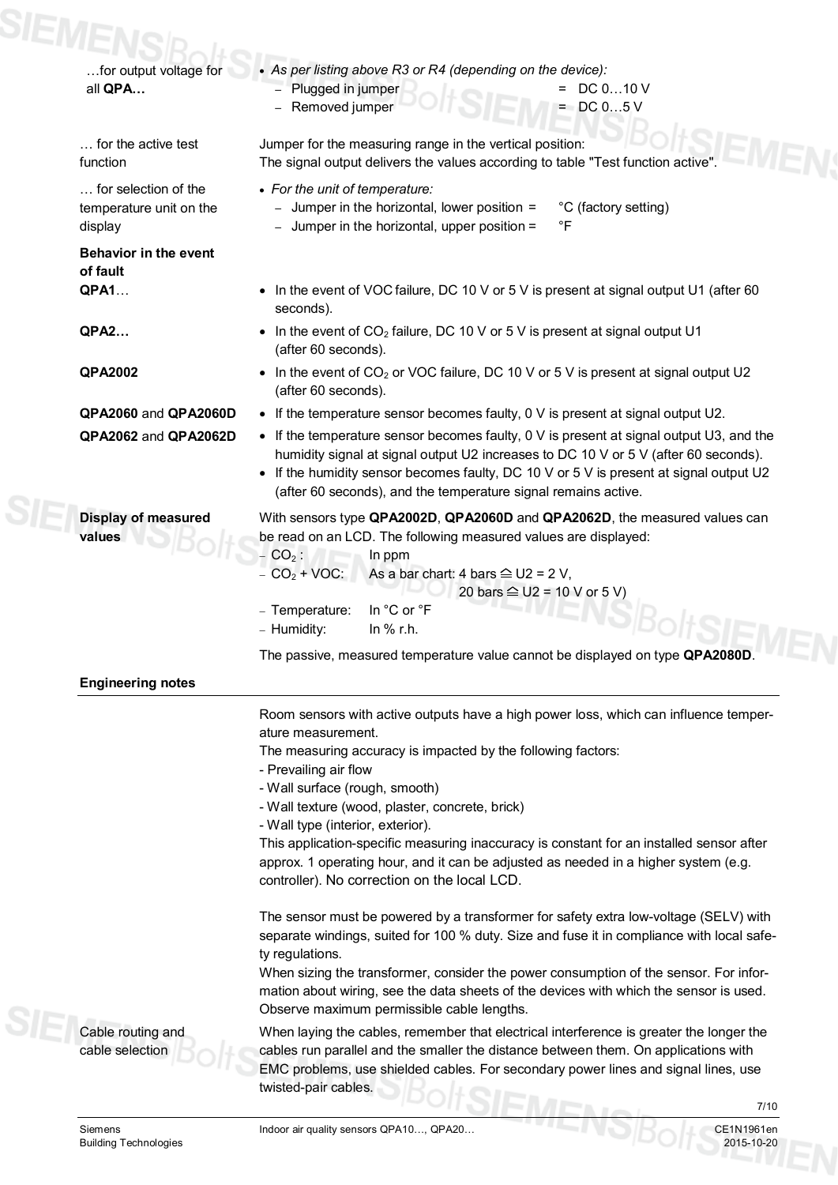**…for output voltage for all QPA…**

- *As per listing above R3 or R4 (depending on the device):*
  - Plugged in jumper = DC 0…10 V
  - Removed jumper = DC 0…5 V

**… for the active test function**

Jumper for the measuring range in the vertical position:
The signal output delivers the values according to table "Test function active".

**… for selection of the temperature unit on the display**

- *For the unit of temperature:*
  - Jumper in the horizontal, lower position = °C (factory setting)
  - Jumper in the horizontal, upper position = °F

**Behavior in the event of fault**

**QPA1…**

- In the event of VOC failure, DC 10 V or 5 V is present at signal output U1 (after 60 seconds).

**QPA2…**

- In the event of $CO_2$ failure, DC 10 V or 5 V is present at signal output U1 (after 60 seconds).

**QPA2002**

- In the event of $CO_2$ or VOC failure, DC 10 V or 5 V is present at signal output U2 (after 60 seconds).

**QPA2060 and QPA2060D**

- If the temperature sensor becomes faulty, 0 V is present at signal output U2.

**QPA2062 and QPA2062D**

- If the temperature sensor becomes faulty, 0 V is present at signal output U3, and the humidity signal at signal output U2 increases to DC 10 V or 5 V (after 60 seconds).
- If the humidity sensor becomes faulty, DC 10 V or 5 V is present at signal output U2 (after 60 seconds), and the temperature signal remains active.

**Display of measured values**

With sensors type **QPA2002D**, **QPA2060D** and **QPA2062D**, the measured values can be read on an LCD. The following measured values are displayed:

- $CO_2$ : In ppm
- $CO_2$ + VOC: As a bar chart: 4 bars ≙ U2 = 2 V, 20 bars ≙ U2 = 10 V or 5 V)
- Temperature: In °C or °F
- Humidity: In % r.h.

The passive, measured temperature value cannot be displayed on type **QPA2080D**.

## Engineering notes

Room sensors with active outputs have a high power loss, which can influence temperature measurement.
The measuring accuracy is impacted by the following factors:
- Prevailing air flow
- Wall surface (rough, smooth)
- Wall texture (wood, plaster, concrete, brick)
- Wall type (interior, exterior).

This application-specific measuring inaccuracy is constant for an installed sensor after approx. 1 operating hour, and it can be adjusted as needed in a higher system (e.g. controller). No correction on the local LCD.

The sensor must be powered by a transformer for safety extra low-voltage (SELV) with separate windings, suited for 100 % duty. Size and fuse it in compliance with local safety regulations.
When sizing the transformer, consider the power consumption of the sensor. For information about wiring, see the data sheets of the devices with which the sensor is used. Observe maximum permissible cable lengths.

**Cable routing and cable selection**

When laying the cables, remember that electrical interference is greater the longer the cables run parallel and the smaller the distance between them. On applications with EMC problems, use shielded cables. For secondary power lines and signal lines, use twisted-pair cables.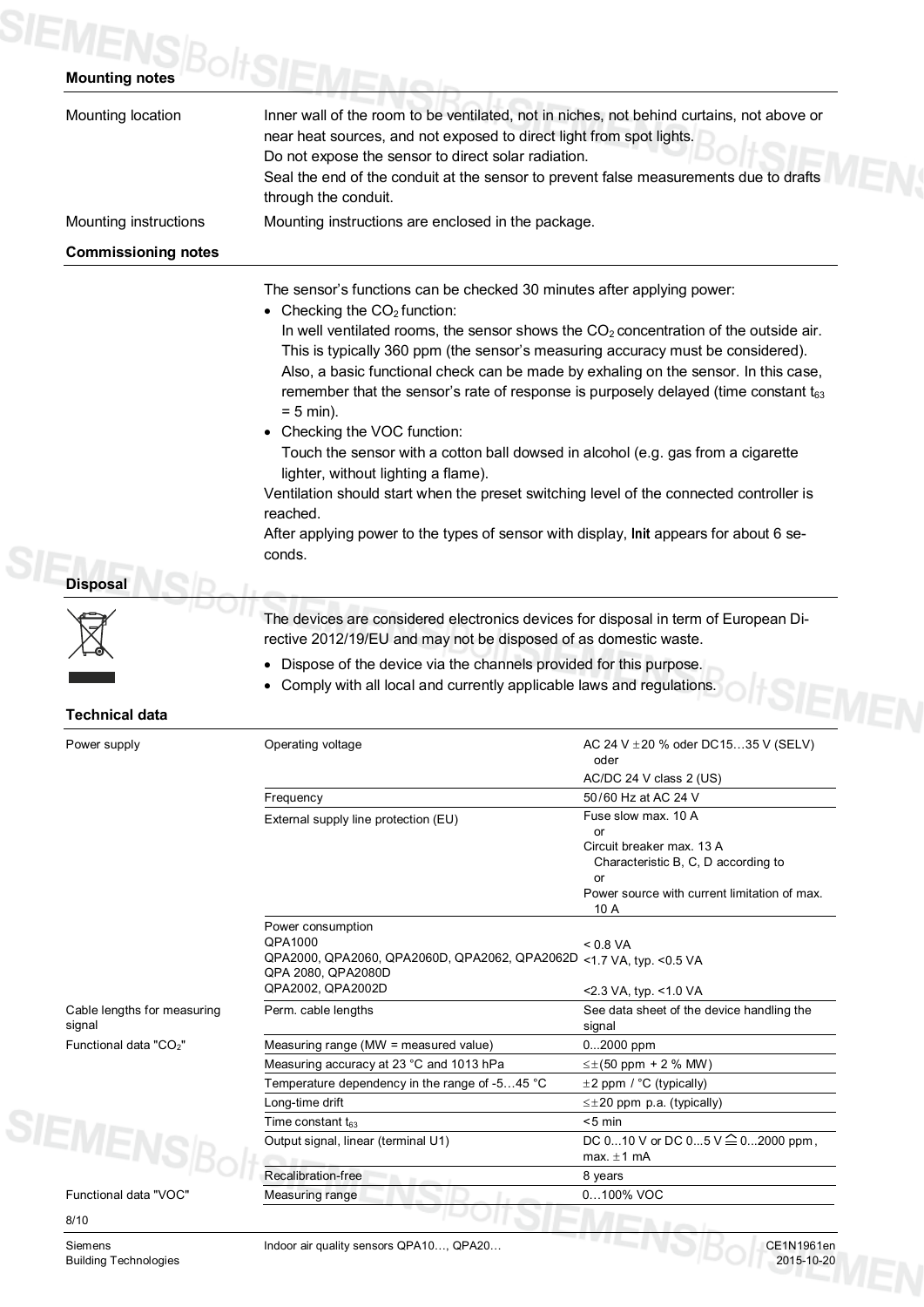## Mounting notes

| | |
|---|---|
| Mounting location | Inner wall of the room to be ventilated, not in niches, not behind curtains, not above or near heat sources, and not exposed to direct light from spot lights.<br>Do not expose the sensor to direct solar radiation.<br>Seal the end of the conduit at the sensor to prevent false measurements due to drafts through the conduit. |
| Mounting instructions | Mounting instructions are enclosed in the package. |

## Commissioning notes

The sensor's functions can be checked 30 minutes after applying power:

- Checking the $CO_2$ function:
  In well ventilated rooms, the sensor shows the $CO_2$ concentration of the outside air. This is typically 360 ppm (the sensor's measuring accuracy must be considered).
  Also, a basic functional check can be made by exhaling on the sensor. In this case, remember that the sensor's rate of response is purposely delayed (time constant $t_{63}$ = 5 min).
- Checking the VOC function:
  Touch the sensor with a cotton ball dowsed in alcohol (e.g. gas from a cigarette lighter, without lighting a flame).

Ventilation should start when the preset switching level of the connected controller is reached.
After applying power to the types of sensor with display, **Init** appears for about 6 seconds.

## Disposal

The devices are considered electronics devices for disposal in term of European Directive 2012/19/EU and may not be disposed of as domestic waste.

- Dispose of the device via the channels provided for this purpose.
- Comply with all local and currently applicable laws and regulations.

## Technical data

| | | |
|---|---|---|
| Power supply | Operating voltage | AC 24 V ±20 % oder DC15…35 V (SELV) oder<br>AC/DC 24 V class 2 (US) |
| | Frequency | 50/60 Hz at AC 24 V |
| | External supply line protection (EU) | Fuse slow max. 10 A<br>or<br>Circuit breaker max. 13 A<br>Characteristic B, C, D according to<br>or<br>Power source with current limitation of max. 10 A |
| | Power consumption<br>QPA1000<br>QPA2000, QPA2060, QPA2060D, QPA2062, QPA2062D<br>QPA 2080, QPA2080D<br>QPA2002, QPA2002D | <br>< 0.8 VA<br><1.7 VA, typ. <0.5 VA<br><br><2.3 VA, typ. <1.0 VA |
| Cable lengths for measuring signal | Perm. cable lengths | See data sheet of the device handling the signal |
| Functional data "$CO_2$" | Measuring range (MW = measured value) | 0...2000 ppm |
| | Measuring accuracy at 23 °C and 1013 hPa | ≤±(50 ppm + 2 % MW) |
| | Temperature dependency in the range of -5…45 °C | ±2 ppm / °C (typically) |
| | Long-time drift | ≤±20 ppm p.a. (typically) |
| | Time constant $t_{63}$ | <5 min |
| | Output signal, linear (terminal U1) | DC 0...10 V or DC 0...5 V ≙ 0...2000 ppm, max. ±1 mA |
| | Recalibration-free | 8 years |
| Functional data "VOC" | Measuring range | 0…100% VOC |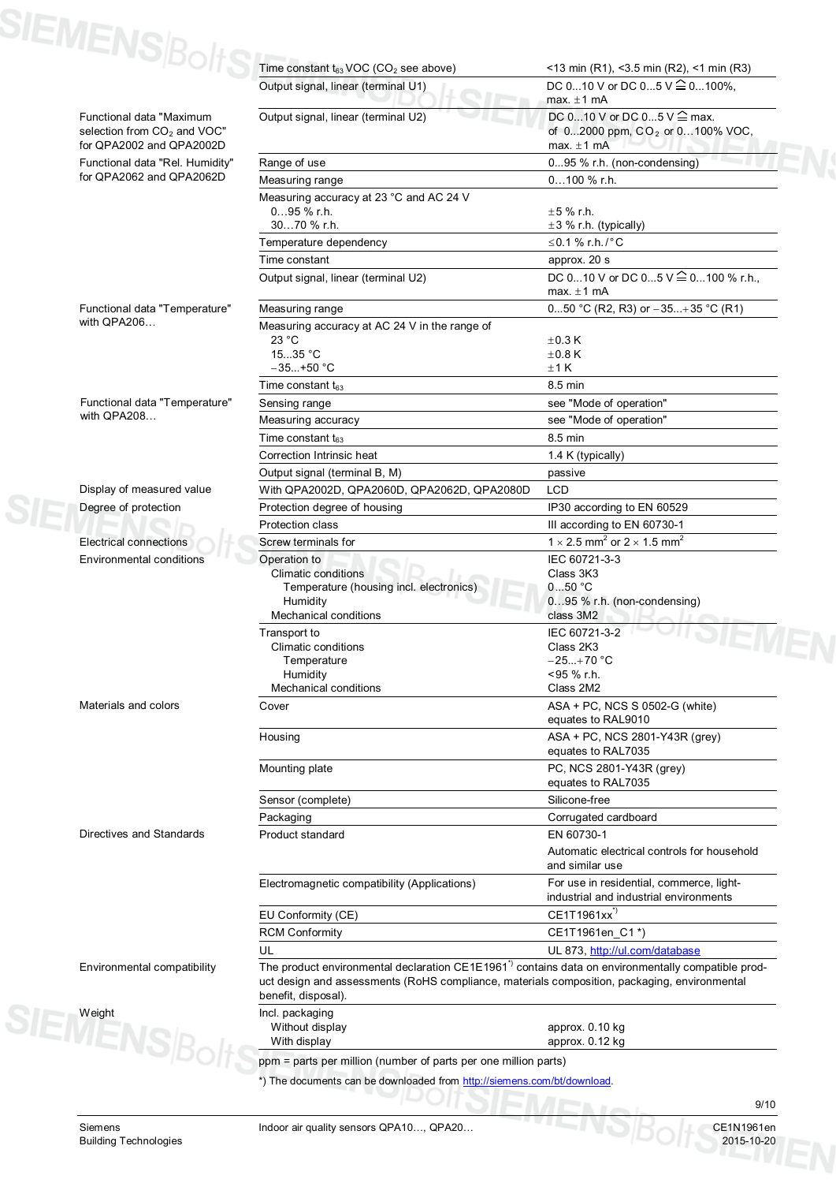| | | |
|---|---|---|
| | Time constant $t_{63}$ VOC ($CO_2$ see above) | <13 min (R1), <3.5 min (R2), <1 min (R3) |
| | Output signal, linear (terminal U1) | DC 0...10 V or DC 0...5 V ≙ 0...100%, max. ±1 mA |
| Functional data "Maximum selection from $CO_2$ and VOC" for QPA2002 and QPA2002D | Output signal, linear (terminal U2) | DC 0...10 V or DC 0...5 V ≙ max. of 0...2000 ppm, $CO_2$ or 0…100% VOC, max. ±1 mA |
| Functional data "Rel. Humidity" for QPA2062 and QPA2062D | Range of use | 0...95 % r.h. (non-condensing) |
| | Measuring range | 0…100 % r.h. |
| | Measuring accuracy at 23 °C and AC 24 V<br>0…95 % r.h.<br>30…70 % r.h. | <br>±5 % r.h.<br>±3 % r.h. (typically) |
| | Temperature dependency | ≤0.1 % r.h. / °C |
| | Time constant | approx. 20 s |
| | Output signal, linear (terminal U2) | DC 0...10 V or DC 0...5 V ≙ 0...100 % r.h., max. ±1 mA |
| Functional data "Temperature" with QPA206… | Measuring range | 0...50 °C (R2, R3) or −35...+35 °C (R1) |
| | Measuring accuracy at AC 24 V in the range of<br>23 °C<br>15...35 °C<br>−35...+50 °C | <br>±0.3 K<br>±0.8 K<br>±1 K |
| | Time constant $t_{63}$ | 8.5 min |
| Functional data "Temperature" with QPA208… | Sensing range | see "Mode of operation" |
| | Measuring accuracy | see "Mode of operation" |
| | Time constant $t_{63}$ | 8.5 min |
| | Correction Intrinsic heat | 1.4 K (typically) |
| | Output signal (terminal B, M) | passive |
| Display of measured value | With QPA2002D, QPA2060D, QPA2062D, QPA2080D | LCD |
| Degree of protection | Protection degree of housing | IP30 according to EN 60529 |
| | Protection class | III according to EN 60730-1 |
| Electrical connections | Screw terminals for | 1 × 2.5 mm² or 2 × 1.5 mm² |
| Environmental conditions | Operation to<br>Climatic conditions<br>Temperature (housing incl. electronics)<br>Humidity<br>Mechanical conditions | IEC 60721-3-3<br>Class 3K3<br>0…50 °C<br>0…95 % r.h. (non-condensing)<br>class 3M2 |
| | Transport to<br>Climatic conditions<br>Temperature<br>Humidity<br>Mechanical conditions | IEC 60721-3-2<br>Class 2K3<br>−25...+70 °C<br><95 % r.h.<br>Class 2M2 |
| Materials and colors | Cover | ASA + PC, NCS S 0502-G (white) equates to RAL9010 |
| | Housing | ASA + PC, NCS 2801-Y43R (grey) equates to RAL7035 |
| | Mounting plate | PC, NCS 2801-Y43R (grey) equates to RAL7035 |
| | Sensor (complete) | Silicone-free |
| | Packaging | Corrugated cardboard |
| Directives and Standards | Product standard | EN 60730-1<br>Automatic electrical controls for household and similar use |
| | Electromagnetic compatibility (Applications) | For use in residential, commerce, light-industrial and industrial environments |
| | EU Conformity (CE) | CE1T1961xx *) |
| | RCM Conformity | CE1T1961en_C1 *) |
| | UL | UL 873, http://ul.com/database |
| Environmental compatibility | The product environmental declaration CE1E1961 *) contains data on environmentally compatible product design and assessments (RoHS compliance, materials composition, packaging, environmental benefit, disposal). | |
| Weight | Incl. packaging<br>Without display<br>With display | <br>approx. 0.10 kg<br>approx. 0.12 kg |

ppm = parts per million (number of parts per one million parts)

*) The documents can be downloaded from http://siemens.com/bt/download.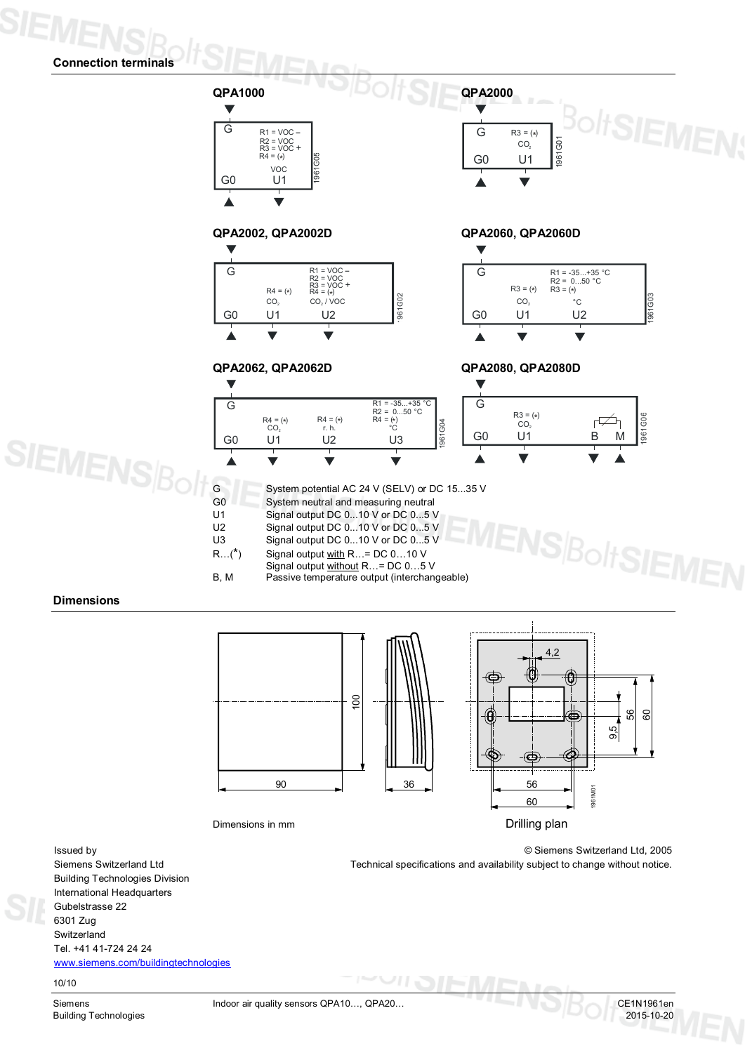## Connection terminals

**QPA1000**

G
R1 = VOC –
R2 = VOC
R3 = VOC +
R4 = (•)
VOC
G0 U1
1961G05

**QPA2000**

G
R3 = (•)
$CO_2$
G0 U1
1961G01

**QPA2002, QPA2002D**

G
R1 = VOC –
R2 = VOC
R3 = VOC +
R4 = (•)
R4 = (•)
$CO_2$
$CO_2$ / VOC
G0 U1 U2
1961G02

**QPA2060, QPA2060D**

G
R1 = -35...+35 °C
R2 = 0...50 °C
R3 = (•)
R3 = (•)
$CO_2$
°C
G0 U1 U2
1961G03

**QPA2062, QPA2062D**

G
R1 = -35...+35 °C
R2 = 0...50 °C
R4 = (•)
R4 = (•)
R4 = (•)
$CO_2$
r. h.
°C
G0 U1 U2 U3
1961G04

**QPA2080, QPA2080D**

G
R3 = (•)
$CO_2$
G0 U1 B M
1961G06

| | |
|---|---|
| G | System potential AC 24 V (SELV) or DC 15...35 V |
| G0 | System neutral and measuring neutral |
| U1 | Signal output DC 0...10 V or DC 0...5 V |
| U2 | Signal output DC 0...10 V or DC 0...5 V |
| U3 | Signal output DC 0...10 V or DC 0...5 V |
| R…(*) | Signal output with R…= DC 0…10 V<br>Signal output without R…= DC 0…5 V |
| B, M | Passive temperature output (interchangeable) |

## Dimensions

100
90
36
4,2
9,5
56
60
56
60
1961M01

Dimensions in mm

Drilling plan

Issued by
Siemens Switzerland Ltd
Building Technologies Division
International Headquarters
Gubelstrasse 22
6301 Zug
Switzerland
Tel. +41 41-724 24 24
www.siemens.com/buildingtechnologies

© Siemens Switzerland Ltd, 2005
Technical specifications and availability subject to change without notice.